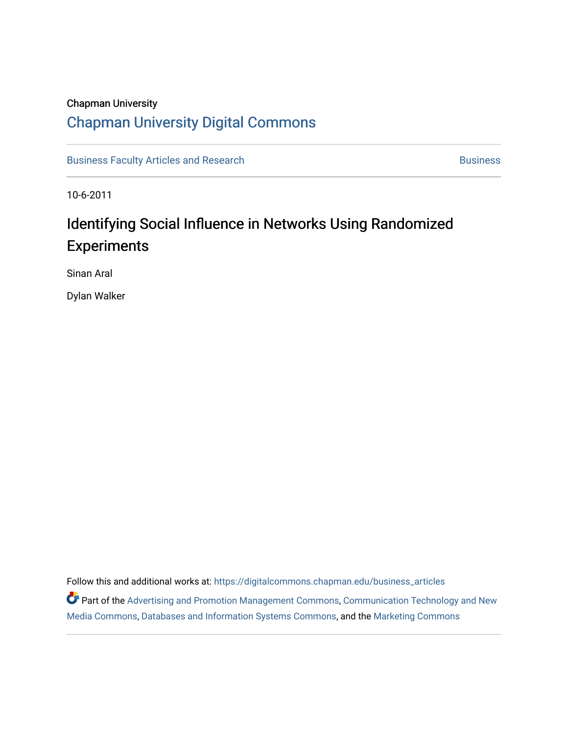Chapman University

# Chapman University Digital Commons

Business Faculty Articles and Research — Business

10-6-2011

## Identifying Social Influence in Networks Using Randomized Experiments

Sinan Aral

Dylan Walker

Follow this and additional works at: https://digitalcommons.chapman.edu/business_articles

Part of the Advertising and Promotion Management Commons, Communication Technology and New Media Commons, Databases and Information Systems Commons, and the Marketing Commons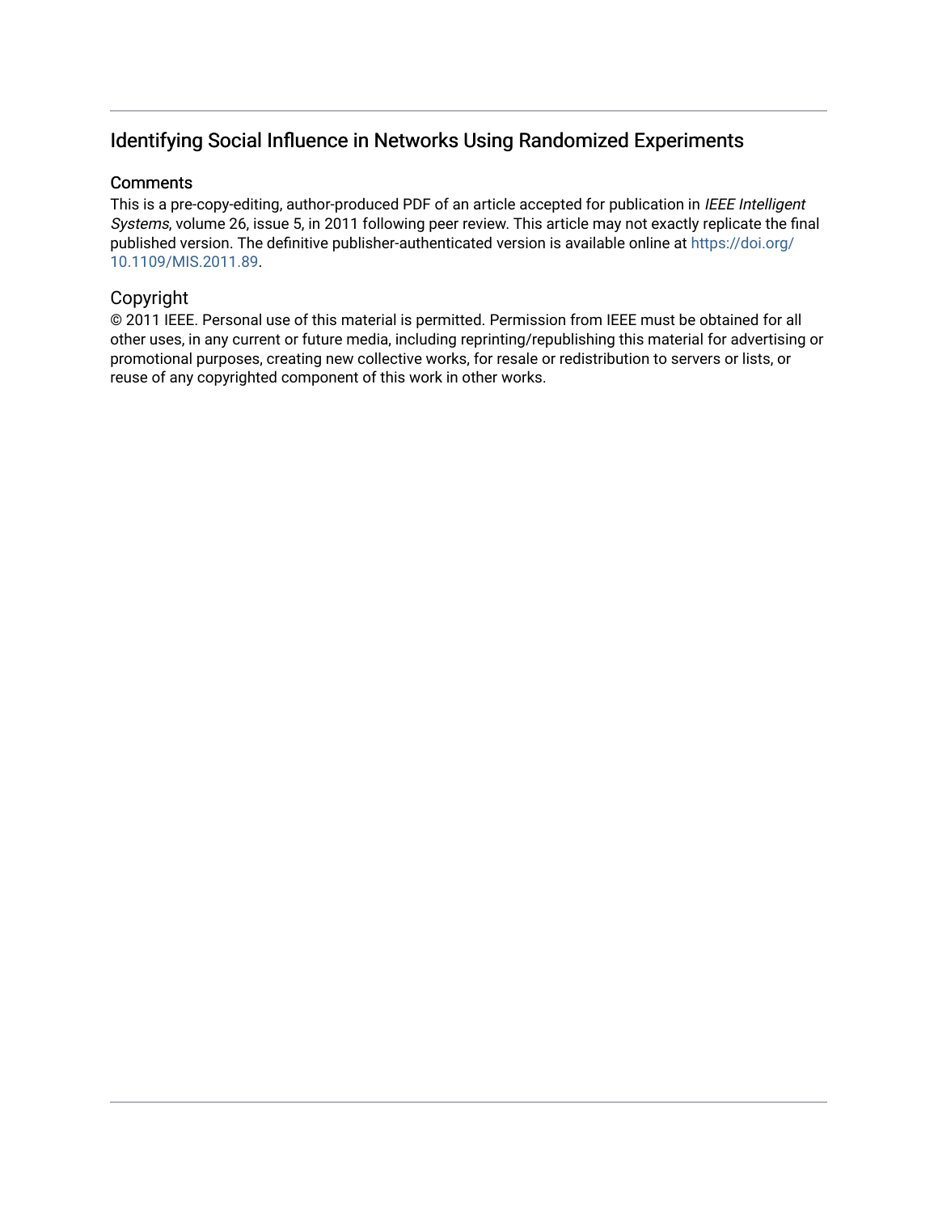## Identifying Social Influence in Networks Using Randomized Experiments

### Comments

This is a pre-copy-editing, author-produced PDF of an article accepted for publication in *IEEE Intelligent Systems*, volume 26, issue 5, in 2011 following peer review. This article may not exactly replicate the final published version. The definitive publisher-authenticated version is available online at https://doi.org/10.1109/MIS.2011.89.

### Copyright

© 2011 IEEE. Personal use of this material is permitted. Permission from IEEE must be obtained for all other uses, in any current or future media, including reprinting/republishing this material for advertising or promotional purposes, creating new collective works, for resale or redistribution to servers or lists, or reuse of any copyrighted component of this work in other works.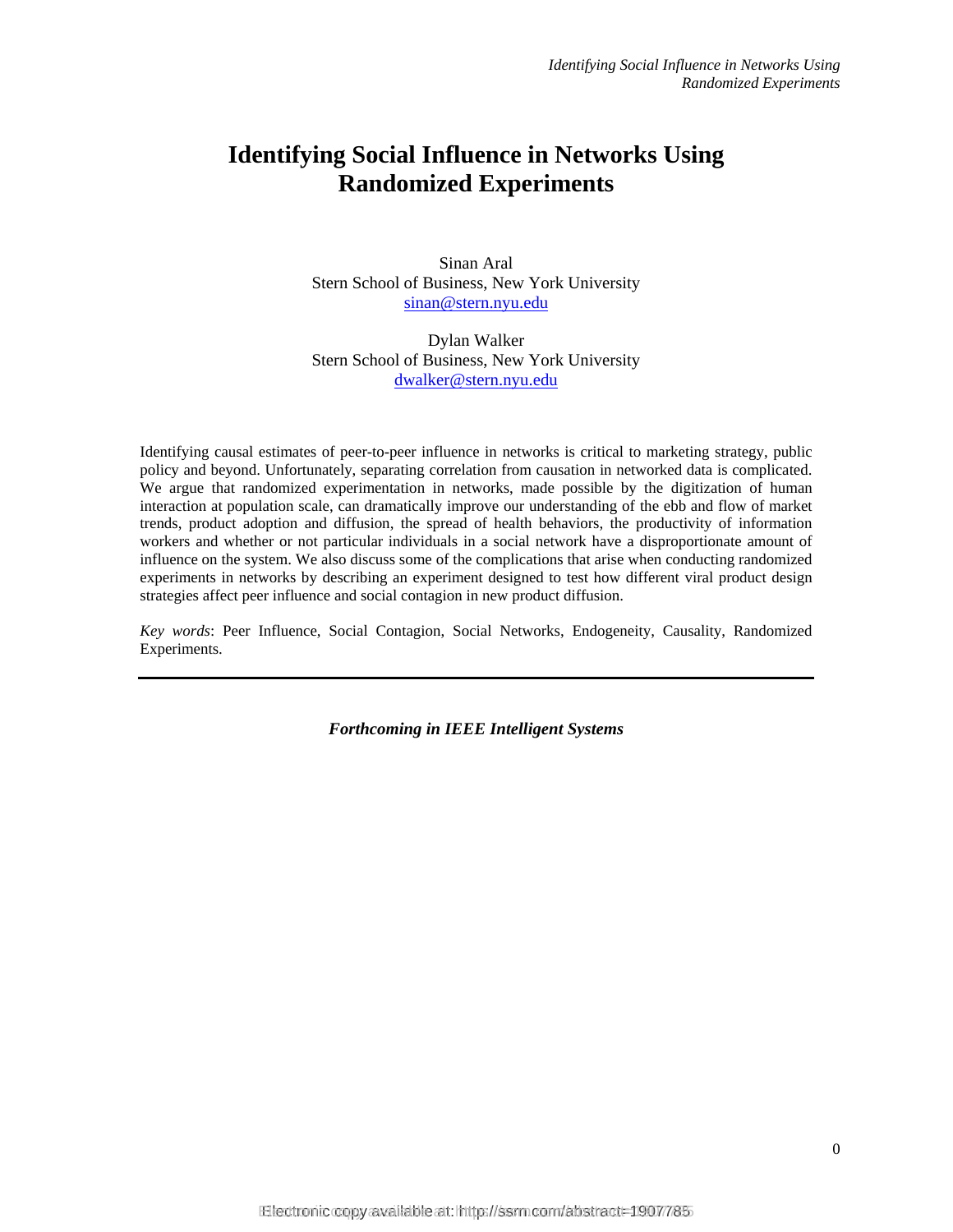# Identifying Social Influence in Networks Using Randomized Experiments

Sinan Aral
Stern School of Business, New York University
sinan@stern.nyu.edu

Dylan Walker
Stern School of Business, New York University
dwalker@stern.nyu.edu

Identifying causal estimates of peer-to-peer influence in networks is critical to marketing strategy, public policy and beyond. Unfortunately, separating correlation from causation in networked data is complicated. We argue that randomized experimentation in networks, made possible by the digitization of human interaction at population scale, can dramatically improve our understanding of the ebb and flow of market trends, product adoption and diffusion, the spread of health behaviors, the productivity of information workers and whether or not particular individuals in a social network have a disproportionate amount of influence on the system. We also discuss some of the complications that arise when conducting randomized experiments in networks by describing an experiment designed to test how different viral product design strategies affect peer influence and social contagion in new product diffusion.

*Key words*: Peer Influence, Social Contagion, Social Networks, Endogeneity, Causality, Randomized Experiments.

---

***Forthcoming in IEEE Intelligent Systems***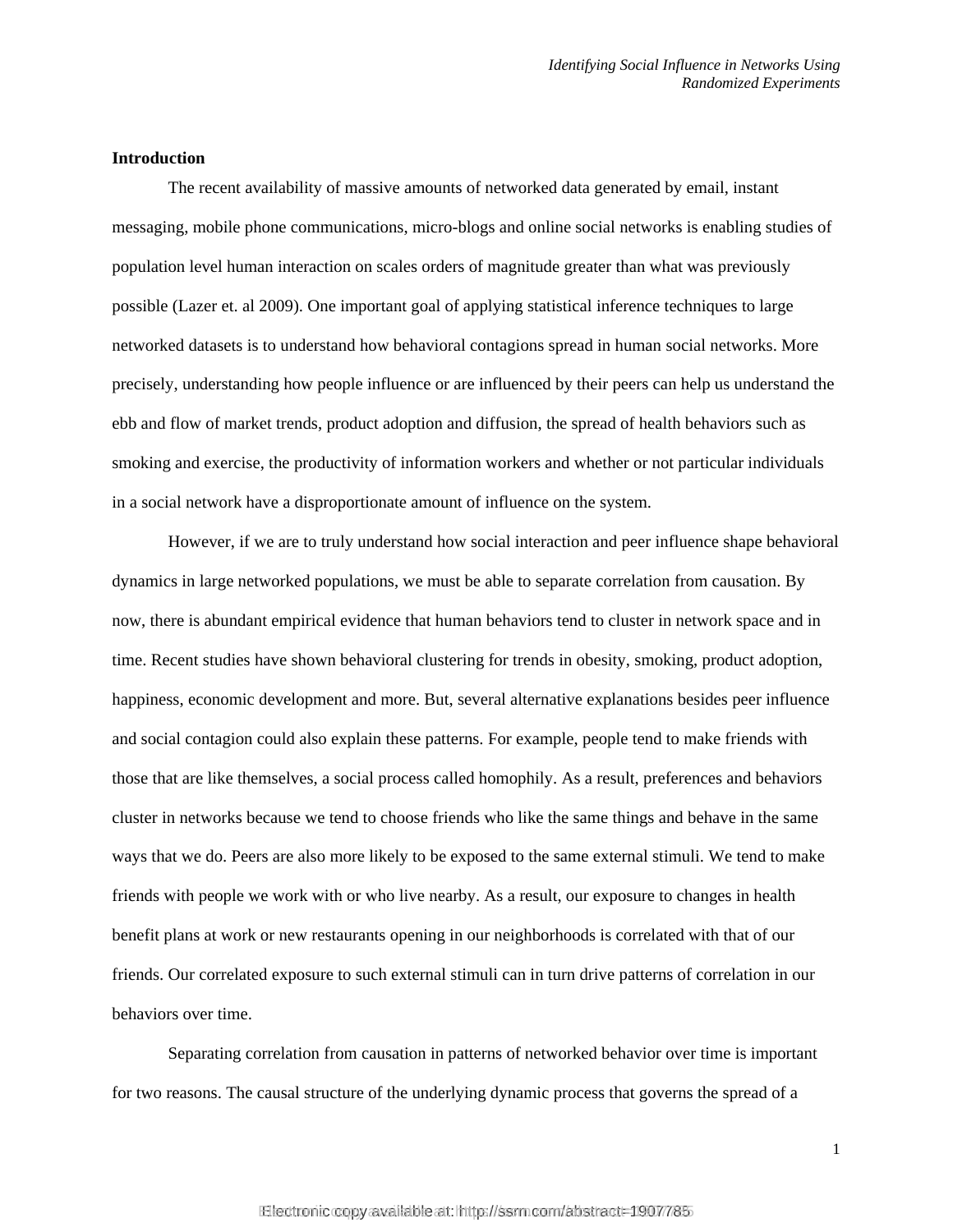## Introduction

The recent availability of massive amounts of networked data generated by email, instant messaging, mobile phone communications, micro-blogs and online social networks is enabling studies of population level human interaction on scales orders of magnitude greater than what was previously possible (Lazer et. al 2009). One important goal of applying statistical inference techniques to large networked datasets is to understand how behavioral contagions spread in human social networks. More precisely, understanding how people influence or are influenced by their peers can help us understand the ebb and flow of market trends, product adoption and diffusion, the spread of health behaviors such as smoking and exercise, the productivity of information workers and whether or not particular individuals in a social network have a disproportionate amount of influence on the system.

However, if we are to truly understand how social interaction and peer influence shape behavioral dynamics in large networked populations, we must be able to separate correlation from causation. By now, there is abundant empirical evidence that human behaviors tend to cluster in network space and in time. Recent studies have shown behavioral clustering for trends in obesity, smoking, product adoption, happiness, economic development and more. But, several alternative explanations besides peer influence and social contagion could also explain these patterns. For example, people tend to make friends with those that are like themselves, a social process called homophily. As a result, preferences and behaviors cluster in networks because we tend to choose friends who like the same things and behave in the same ways that we do. Peers are also more likely to be exposed to the same external stimuli. We tend to make friends with people we work with or who live nearby. As a result, our exposure to changes in health benefit plans at work or new restaurants opening in our neighborhoods is correlated with that of our friends. Our correlated exposure to such external stimuli can in turn drive patterns of correlation in our behaviors over time.

Separating correlation from causation in patterns of networked behavior over time is important for two reasons. The causal structure of the underlying dynamic process that governs the spread of a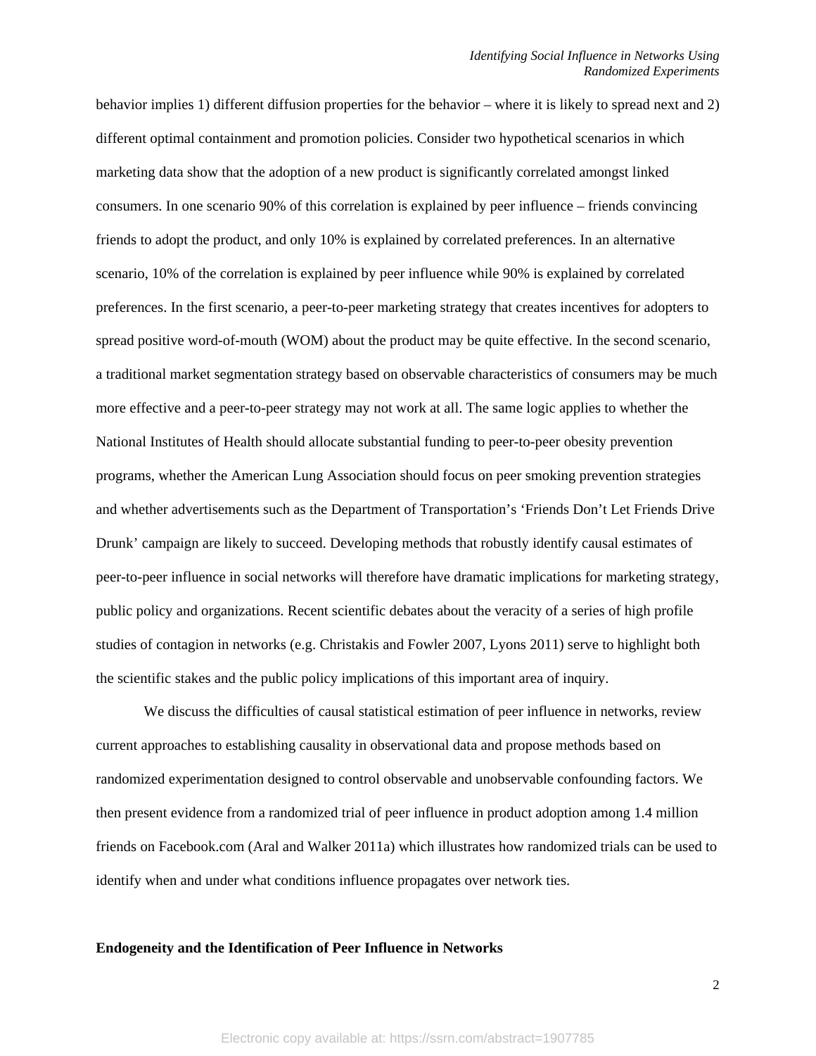behavior implies 1) different diffusion properties for the behavior – where it is likely to spread next and 2) different optimal containment and promotion policies. Consider two hypothetical scenarios in which marketing data show that the adoption of a new product is significantly correlated amongst linked consumers. In one scenario 90% of this correlation is explained by peer influence – friends convincing friends to adopt the product, and only 10% is explained by correlated preferences. In an alternative scenario, 10% of the correlation is explained by peer influence while 90% is explained by correlated preferences. In the first scenario, a peer-to-peer marketing strategy that creates incentives for adopters to spread positive word-of-mouth (WOM) about the product may be quite effective. In the second scenario, a traditional market segmentation strategy based on observable characteristics of consumers may be much more effective and a peer-to-peer strategy may not work at all. The same logic applies to whether the National Institutes of Health should allocate substantial funding to peer-to-peer obesity prevention programs, whether the American Lung Association should focus on peer smoking prevention strategies and whether advertisements such as the Department of Transportation's 'Friends Don't Let Friends Drive Drunk' campaign are likely to succeed. Developing methods that robustly identify causal estimates of peer-to-peer influence in social networks will therefore have dramatic implications for marketing strategy, public policy and organizations. Recent scientific debates about the veracity of a series of high profile studies of contagion in networks (e.g. Christakis and Fowler 2007, Lyons 2011) serve to highlight both the scientific stakes and the public policy implications of this important area of inquiry.

We discuss the difficulties of causal statistical estimation of peer influence in networks, review current approaches to establishing causality in observational data and propose methods based on randomized experimentation designed to control observable and unobservable confounding factors. We then present evidence from a randomized trial of peer influence in product adoption among 1.4 million friends on Facebook.com (Aral and Walker 2011a) which illustrates how randomized trials can be used to identify when and under what conditions influence propagates over network ties.

**Endogeneity and the Identification of Peer Influence in Networks**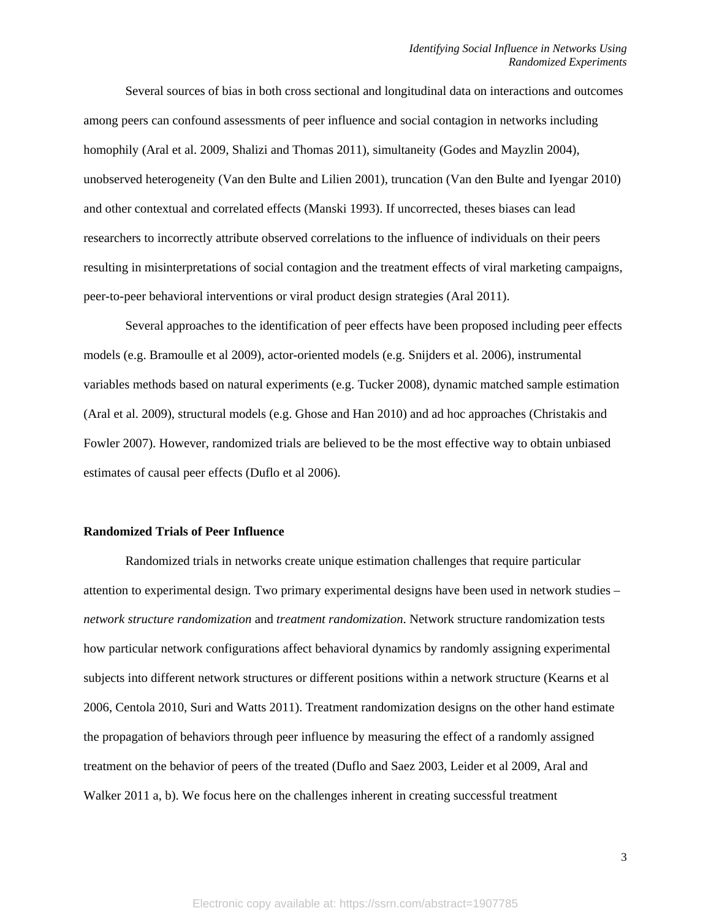Several sources of bias in both cross sectional and longitudinal data on interactions and outcomes among peers can confound assessments of peer influence and social contagion in networks including homophily (Aral et al. 2009, Shalizi and Thomas 2011), simultaneity (Godes and Mayzlin 2004), unobserved heterogeneity (Van den Bulte and Lilien 2001), truncation (Van den Bulte and Iyengar 2010) and other contextual and correlated effects (Manski 1993). If uncorrected, theses biases can lead researchers to incorrectly attribute observed correlations to the influence of individuals on their peers resulting in misinterpretations of social contagion and the treatment effects of viral marketing campaigns, peer-to-peer behavioral interventions or viral product design strategies (Aral 2011).

Several approaches to the identification of peer effects have been proposed including peer effects models (e.g. Bramoulle et al 2009), actor-oriented models (e.g. Snijders et al. 2006), instrumental variables methods based on natural experiments (e.g. Tucker 2008), dynamic matched sample estimation (Aral et al. 2009), structural models (e.g. Ghose and Han 2010) and ad hoc approaches (Christakis and Fowler 2007). However, randomized trials are believed to be the most effective way to obtain unbiased estimates of causal peer effects (Duflo et al 2006).

**Randomized Trials of Peer Influence**

Randomized trials in networks create unique estimation challenges that require particular attention to experimental design. Two primary experimental designs have been used in network studies – *network structure randomization* and *treatment randomization*. Network structure randomization tests how particular network configurations affect behavioral dynamics by randomly assigning experimental subjects into different network structures or different positions within a network structure (Kearns et al 2006, Centola 2010, Suri and Watts 2011). Treatment randomization designs on the other hand estimate the propagation of behaviors through peer influence by measuring the effect of a randomly assigned treatment on the behavior of peers of the treated (Duflo and Saez 2003, Leider et al 2009, Aral and Walker 2011 a, b). We focus here on the challenges inherent in creating successful treatment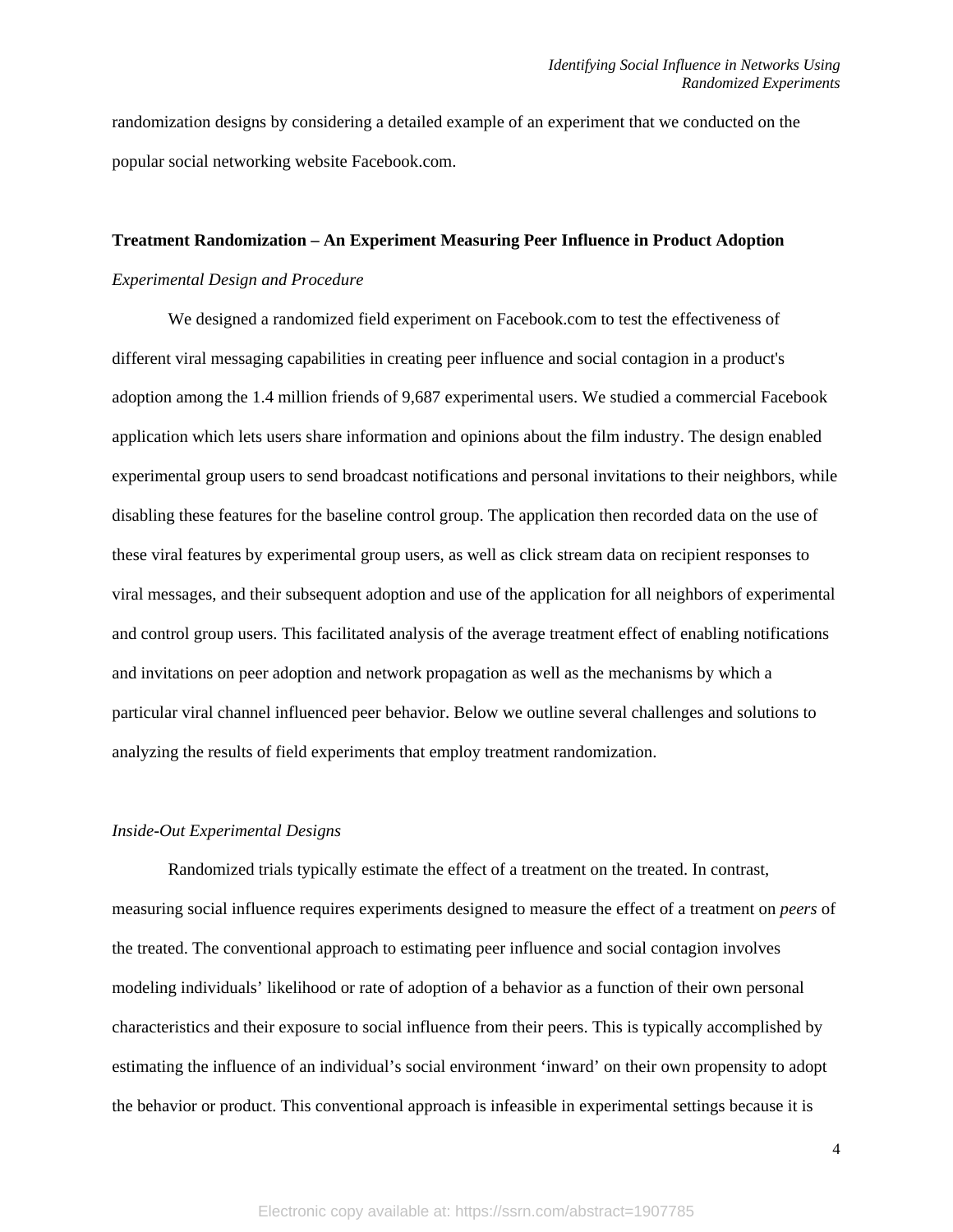randomization designs by considering a detailed example of an experiment that we conducted on the popular social networking website Facebook.com.

**Treatment Randomization – An Experiment Measuring Peer Influence in Product Adoption**

*Experimental Design and Procedure*

We designed a randomized field experiment on Facebook.com to test the effectiveness of different viral messaging capabilities in creating peer influence and social contagion in a product's adoption among the 1.4 million friends of 9,687 experimental users. We studied a commercial Facebook application which lets users share information and opinions about the film industry. The design enabled experimental group users to send broadcast notifications and personal invitations to their neighbors, while disabling these features for the baseline control group. The application then recorded data on the use of these viral features by experimental group users, as well as click stream data on recipient responses to viral messages, and their subsequent adoption and use of the application for all neighbors of experimental and control group users. This facilitated analysis of the average treatment effect of enabling notifications and invitations on peer adoption and network propagation as well as the mechanisms by which a particular viral channel influenced peer behavior. Below we outline several challenges and solutions to analyzing the results of field experiments that employ treatment randomization.

*Inside-Out Experimental Designs*

Randomized trials typically estimate the effect of a treatment on the treated. In contrast, measuring social influence requires experiments designed to measure the effect of a treatment on *peers* of the treated. The conventional approach to estimating peer influence and social contagion involves modeling individuals' likelihood or rate of adoption of a behavior as a function of their own personal characteristics and their exposure to social influence from their peers. This is typically accomplished by estimating the influence of an individual's social environment 'inward' on their own propensity to adopt the behavior or product. This conventional approach is infeasible in experimental settings because it is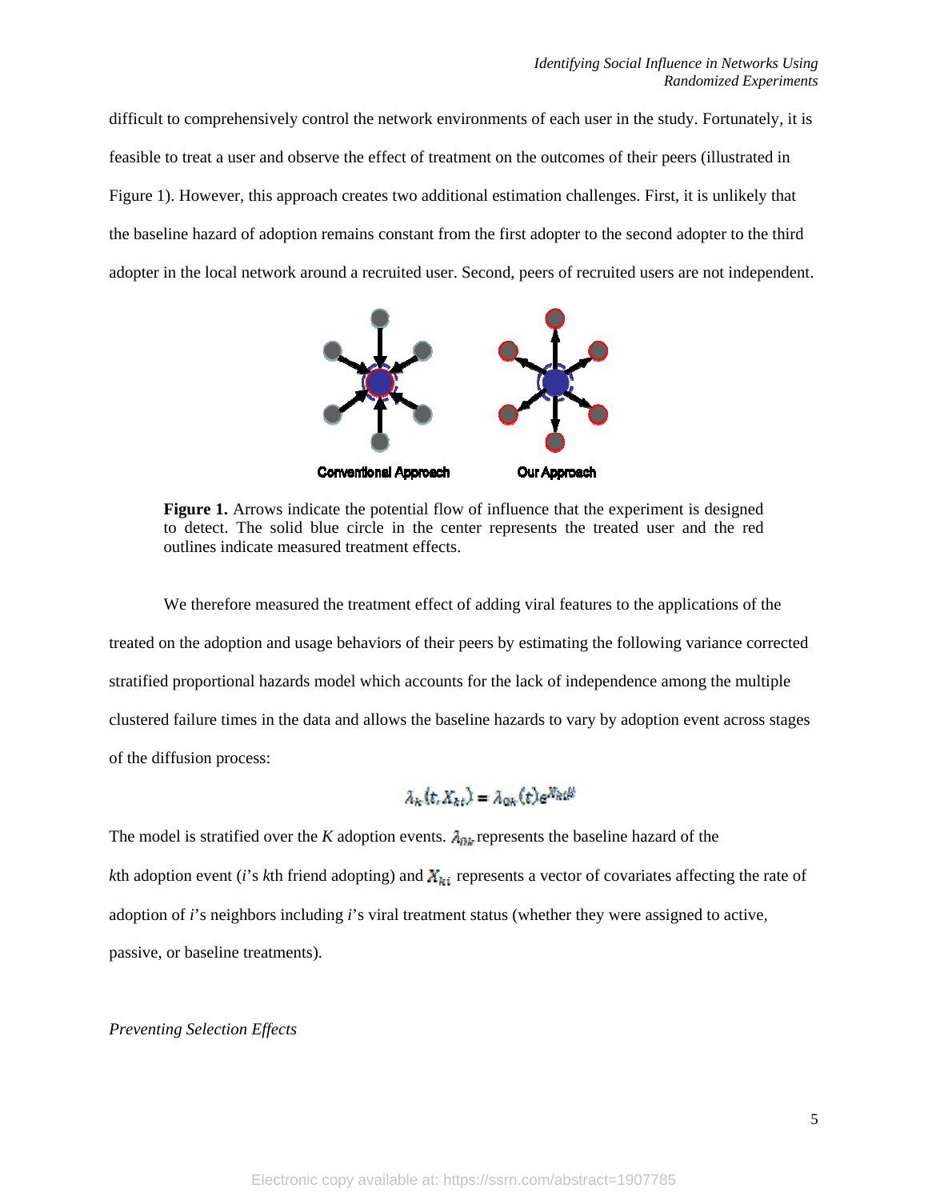difficult to comprehensively control the network environments of each user in the study. Fortunately, it is feasible to treat a user and observe the effect of treatment on the outcomes of their peers (illustrated in Figure 1). However, this approach creates two additional estimation challenges. First, it is unlikely that the baseline hazard of adoption remains constant from the first adopter to the second adopter to the third adopter in the local network around a recruited user. Second, peers of recruited users are not independent.

**Figure 1.** Arrows indicate the potential flow of influence that the experiment is designed to detect. The solid blue circle in the center represents the treated user and the red outlines indicate measured treatment effects.

We therefore measured the treatment effect of adding viral features to the applications of the treated on the adoption and usage behaviors of their peers by estimating the following variance corrected stratified proportional hazards model which accounts for the lack of independence among the multiple clustered failure times in the data and allows the baseline hazards to vary by adoption event across stages of the diffusion process:

$$\lambda_k(t, X_{kt}) = \lambda_{0k}(t)e^{X_{kt}\beta}$$

The model is stratified over the *K* adoption events. $\lambda_{0k}$ represents the baseline hazard of the *k*th adoption event (*i*'s *k*th friend adopting) and $X_{ki}$ represents a vector of covariates affecting the rate of adoption of *i*'s neighbors including *i*'s viral treatment status (whether they were assigned to active, passive, or baseline treatments).

*Preventing Selection Effects*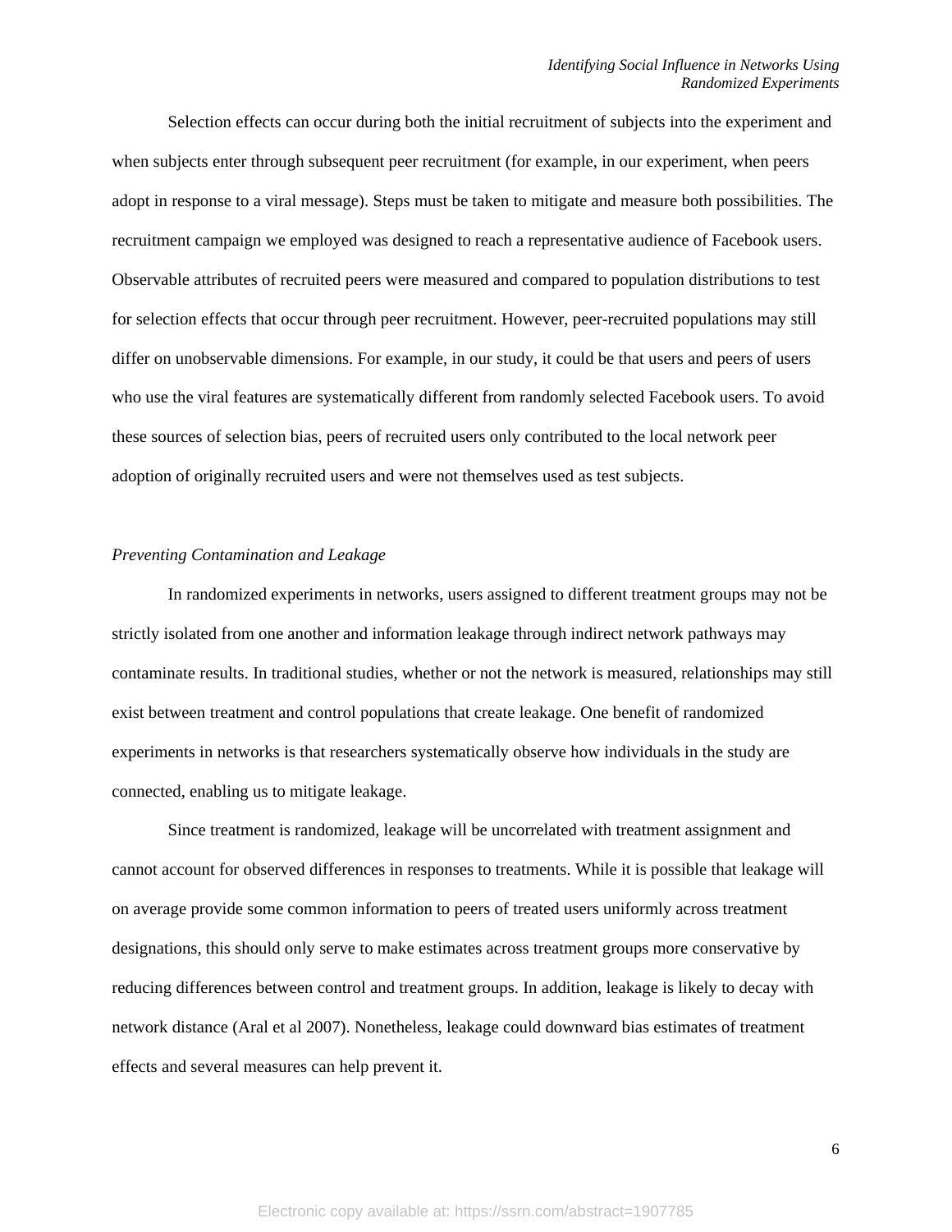Selection effects can occur during both the initial recruitment of subjects into the experiment and when subjects enter through subsequent peer recruitment (for example, in our experiment, when peers adopt in response to a viral message). Steps must be taken to mitigate and measure both possibilities. The recruitment campaign we employed was designed to reach a representative audience of Facebook users. Observable attributes of recruited peers were measured and compared to population distributions to test for selection effects that occur through peer recruitment. However, peer-recruited populations may still differ on unobservable dimensions. For example, in our study, it could be that users and peers of users who use the viral features are systematically different from randomly selected Facebook users. To avoid these sources of selection bias, peers of recruited users only contributed to the local network peer adoption of originally recruited users and were not themselves used as test subjects.

*Preventing Contamination and Leakage*

In randomized experiments in networks, users assigned to different treatment groups may not be strictly isolated from one another and information leakage through indirect network pathways may contaminate results. In traditional studies, whether or not the network is measured, relationships may still exist between treatment and control populations that create leakage. One benefit of randomized experiments in networks is that researchers systematically observe how individuals in the study are connected, enabling us to mitigate leakage.

Since treatment is randomized, leakage will be uncorrelated with treatment assignment and cannot account for observed differences in responses to treatments. While it is possible that leakage will on average provide some common information to peers of treated users uniformly across treatment designations, this should only serve to make estimates across treatment groups more conservative by reducing differences between control and treatment groups. In addition, leakage is likely to decay with network distance (Aral et al 2007). Nonetheless, leakage could downward bias estimates of treatment effects and several measures can help prevent it.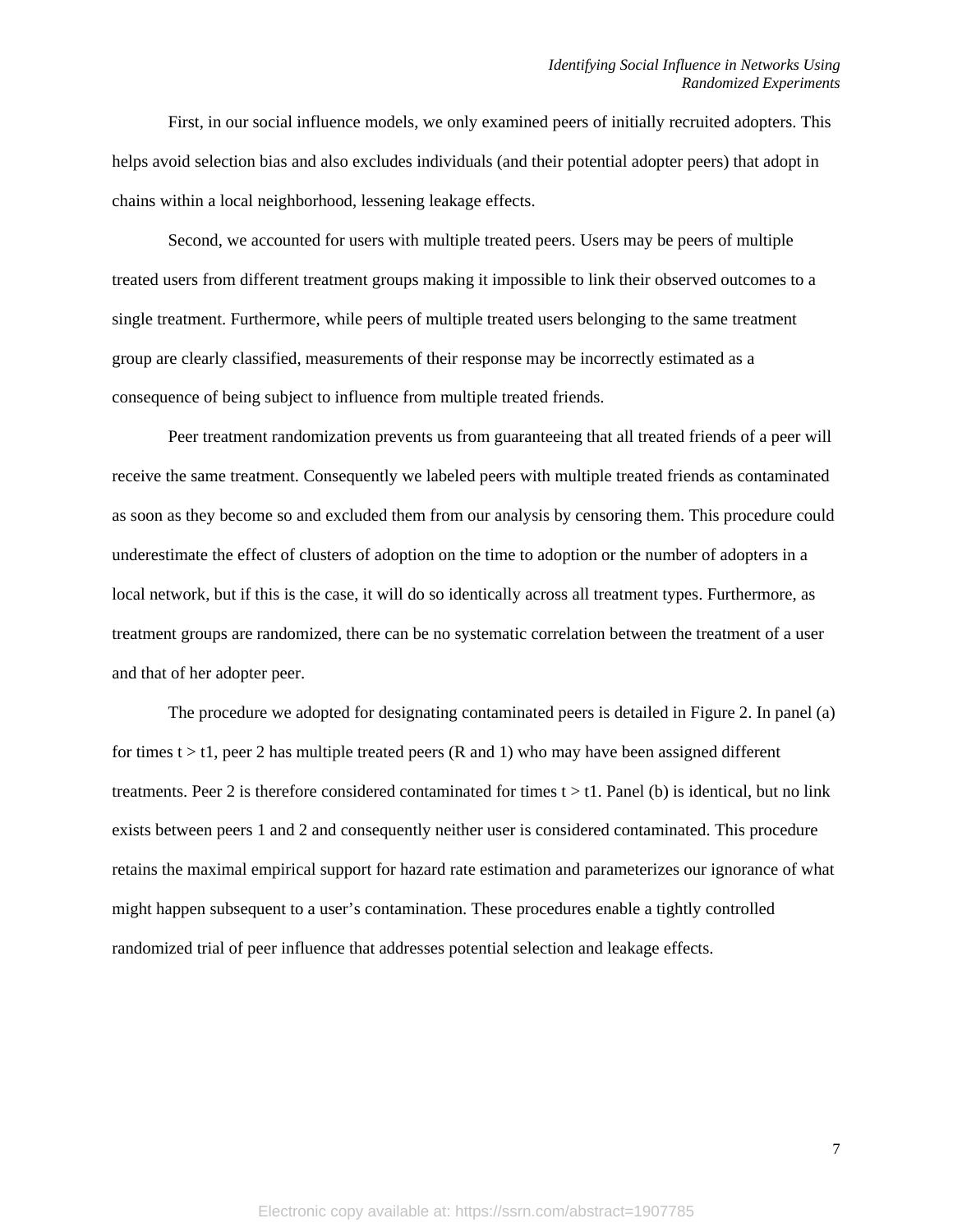First, in our social influence models, we only examined peers of initially recruited adopters. This helps avoid selection bias and also excludes individuals (and their potential adopter peers) that adopt in chains within a local neighborhood, lessening leakage effects.

Second, we accounted for users with multiple treated peers. Users may be peers of multiple treated users from different treatment groups making it impossible to link their observed outcomes to a single treatment. Furthermore, while peers of multiple treated users belonging to the same treatment group are clearly classified, measurements of their response may be incorrectly estimated as a consequence of being subject to influence from multiple treated friends.

Peer treatment randomization prevents us from guaranteeing that all treated friends of a peer will receive the same treatment. Consequently we labeled peers with multiple treated friends as contaminated as soon as they become so and excluded them from our analysis by censoring them. This procedure could underestimate the effect of clusters of adoption on the time to adoption or the number of adopters in a local network, but if this is the case, it will do so identically across all treatment types. Furthermore, as treatment groups are randomized, there can be no systematic correlation between the treatment of a user and that of her adopter peer.

The procedure we adopted for designating contaminated peers is detailed in Figure 2. In panel (a) for times $t > t1$, peer 2 has multiple treated peers (R and 1) who may have been assigned different treatments. Peer 2 is therefore considered contaminated for times $t > t1$. Panel (b) is identical, but no link exists between peers 1 and 2 and consequently neither user is considered contaminated. This procedure retains the maximal empirical support for hazard rate estimation and parameterizes our ignorance of what might happen subsequent to a user's contamination. These procedures enable a tightly controlled randomized trial of peer influence that addresses potential selection and leakage effects.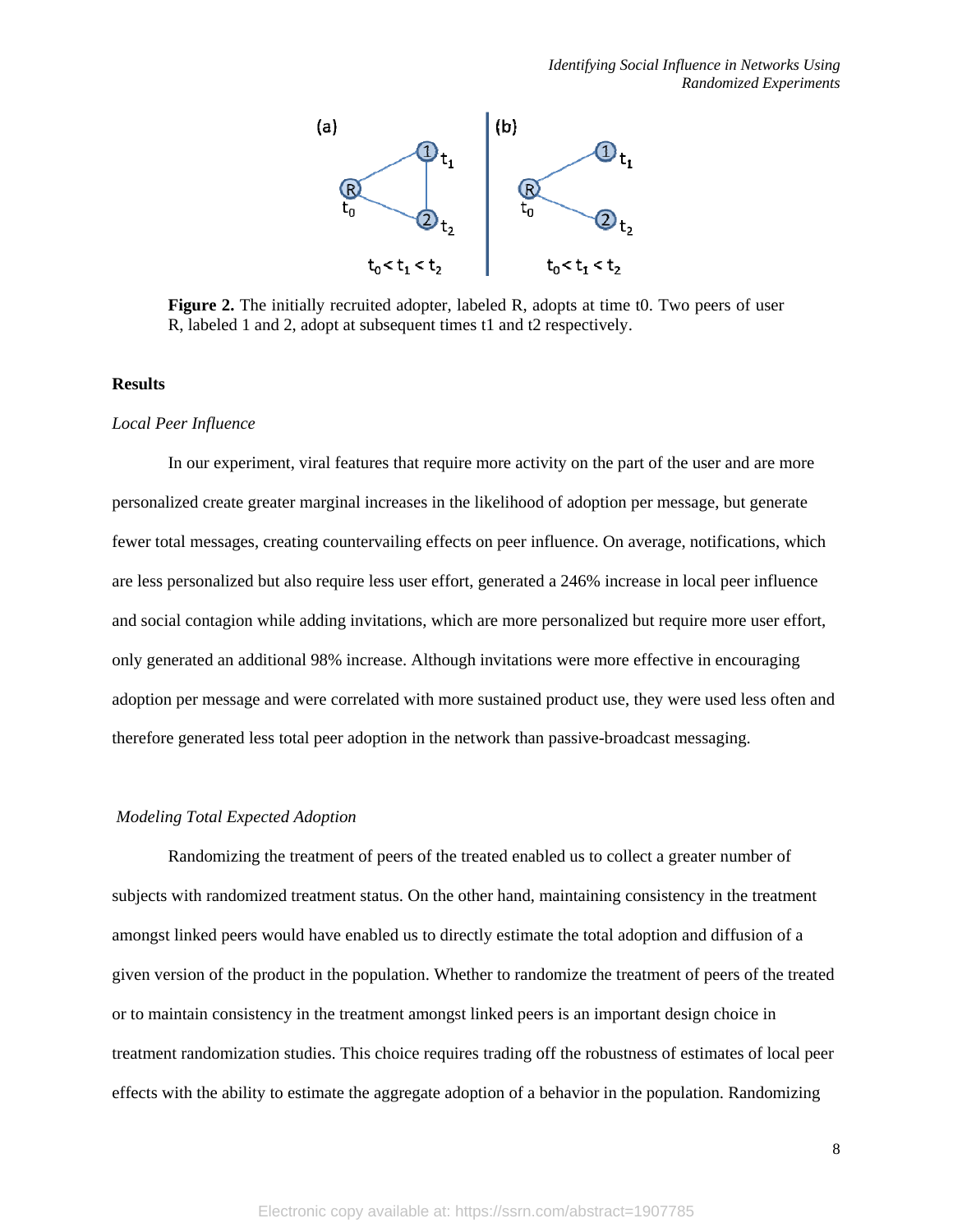**Figure 2.** The initially recruited adopter, labeled R, adopts at time t0. Two peers of user R, labeled 1 and 2, adopt at subsequent times t1 and t2 respectively.

**Results**

*Local Peer Influence*

In our experiment, viral features that require more activity on the part of the user and are more personalized create greater marginal increases in the likelihood of adoption per message, but generate fewer total messages, creating countervailing effects on peer influence. On average, notifications, which are less personalized but also require less user effort, generated a 246% increase in local peer influence and social contagion while adding invitations, which are more personalized but require more user effort, only generated an additional 98% increase. Although invitations were more effective in encouraging adoption per message and were correlated with more sustained product use, they were used less often and therefore generated less total peer adoption in the network than passive-broadcast messaging.

*Modeling Total Expected Adoption*

Randomizing the treatment of peers of the treated enabled us to collect a greater number of subjects with randomized treatment status. On the other hand, maintaining consistency in the treatment amongst linked peers would have enabled us to directly estimate the total adoption and diffusion of a given version of the product in the population. Whether to randomize the treatment of peers of the treated or to maintain consistency in the treatment amongst linked peers is an important design choice in treatment randomization studies. This choice requires trading off the robustness of estimates of local peer effects with the ability to estimate the aggregate adoption of a behavior in the population. Randomizing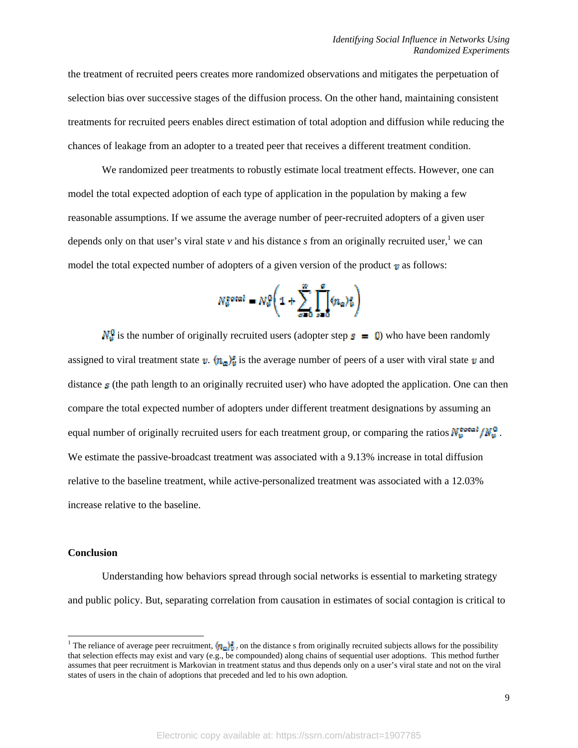the treatment of recruited peers creates more randomized observations and mitigates the perpetuation of selection bias over successive stages of the diffusion process. On the other hand, maintaining consistent treatments for recruited peers enables direct estimation of total adoption and diffusion while reducing the chances of leakage from an adopter to a treated peer that receives a different treatment condition.

We randomized peer treatments to robustly estimate local treatment effects. However, one can model the total expected adoption of each type of application in the population by making a few reasonable assumptions. If we assume the average number of peer-recruited adopters of a given user depends only on that user's viral state *v* and his distance *s* from an originally recruited user,[1] we can model the total expected number of adopters of a given version of the product $v$ as follows:

$$N_v^{total} = N_v^0 \left( 1 + \sum_{\sigma=0}^{\infty} \prod_{s=0}^{\sigma} \langle n_a \rangle_v^s \right)$$

$N_v^0$ is the number of originally recruited users (adopter step $s = 0$) who have been randomly assigned to viral treatment state $v$. $\langle n_a \rangle_v^s$ is the average number of peers of a user with viral state $v$ and distance $s$ (the path length to an originally recruited user) who have adopted the application. One can then compare the total expected number of adopters under different treatment designations by assuming an equal number of originally recruited users for each treatment group, or comparing the ratios $N_v^{total}/N_v^0$. We estimate the passive-broadcast treatment was associated with a 9.13% increase in total diffusion relative to the baseline treatment, while active-personalized treatment was associated with a 12.03% increase relative to the baseline.

## Conclusion

Understanding how behaviors spread through social networks is essential to marketing strategy and public policy. But, separating correlation from causation in estimates of social contagion is critical to

[1] The reliance of average peer recruitment, $\langle n_a \rangle_v^s$, on the distance s from originally recruited subjects allows for the possibility that selection effects may exist and vary (e.g., be compounded) along chains of sequential user adoptions. This method further assumes that peer recruitment is Markovian in treatment status and thus depends only on a user's viral state and not on the viral states of users in the chain of adoptions that preceded and led to his own adoption.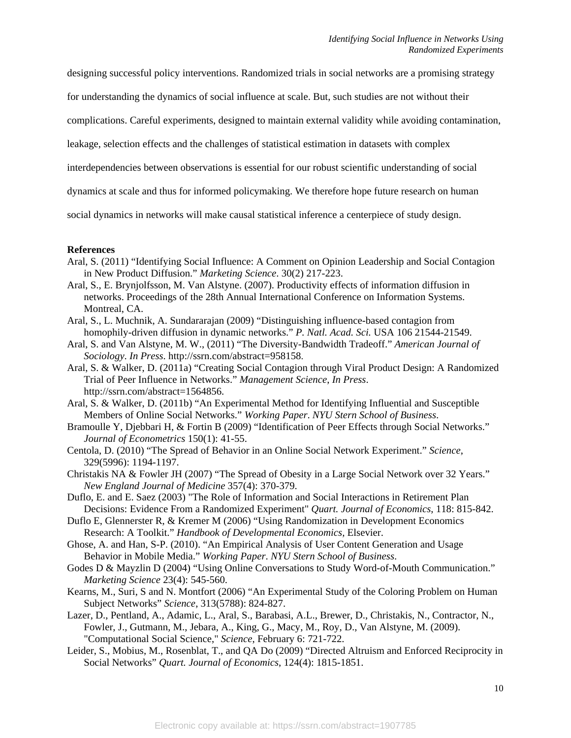designing successful policy interventions. Randomized trials in social networks are a promising strategy for understanding the dynamics of social influence at scale. But, such studies are not without their complications. Careful experiments, designed to maintain external validity while avoiding contamination, leakage, selection effects and the challenges of statistical estimation in datasets with complex interdependencies between observations is essential for our robust scientific understanding of social dynamics at scale and thus for informed policymaking. We therefore hope future research on human social dynamics in networks will make causal statistical inference a centerpiece of study design.

**References**

Aral, S. (2011) "Identifying Social Influence: A Comment on Opinion Leadership and Social Contagion in New Product Diffusion." *Marketing Science*. 30(2) 217-223.

Aral, S., E. Brynjolfsson, M. Van Alstyne. (2007). Productivity effects of information diffusion in networks. Proceedings of the 28th Annual International Conference on Information Systems. Montreal, CA.

Aral, S., L. Muchnik, A. Sundararajan (2009) "Distinguishing influence-based contagion from homophily-driven diffusion in dynamic networks." *P. Natl. Acad. Sci.* USA 106 21544-21549.

Aral, S. and Van Alstyne, M. W., (2011) "The Diversity-Bandwidth Tradeoff." *American Journal of Sociology*. *In Press*. http://ssrn.com/abstract=958158.

Aral, S. & Walker, D. (2011a) "Creating Social Contagion through Viral Product Design: A Randomized Trial of Peer Influence in Networks." *Management Science, In Press*. http://ssrn.com/abstract=1564856.

Aral, S. & Walker, D. (2011b) "An Experimental Method for Identifying Influential and Susceptible Members of Online Social Networks." *Working Paper*. *NYU Stern School of Business*.

Bramoulle Y, Djebbari H, & Fortin B (2009) "Identification of Peer Effects through Social Networks." *Journal of Econometrics* 150(1): 41-55.

Centola, D. (2010) "The Spread of Behavior in an Online Social Network Experiment." *Science*, 329(5996): 1194-1197.

Christakis NA & Fowler JH (2007) "The Spread of Obesity in a Large Social Network over 32 Years." *New England Journal of Medicine* 357(4): 370-379.

Duflo, E. and E. Saez (2003) "The Role of Information and Social Interactions in Retirement Plan Decisions: Evidence From a Randomized Experiment" *Quart. Journal of Economics*, 118: 815-842.

Duflo E, Glennerster R, & Kremer M (2006) "Using Randomization in Development Economics Research: A Toolkit." *Handbook of Developmental Economics*, Elsevier.

Ghose, A. and Han, S-P. (2010). "An Empirical Analysis of User Content Generation and Usage Behavior in Mobile Media." *Working Paper*. *NYU Stern School of Business*.

Godes D & Mayzlin D (2004) "Using Online Conversations to Study Word-of-Mouth Communication." *Marketing Science* 23(4): 545-560.

Kearns, M., Suri, S and N. Montfort (2006) "An Experimental Study of the Coloring Problem on Human Subject Networks" *Science*, 313(5788): 824-827.

Lazer, D., Pentland, A., Adamic, L., Aral, S., Barabasi, A.L., Brewer, D., Christakis, N., Contractor, N., Fowler, J., Gutmann, M., Jebara, A., King, G., Macy, M., Roy, D., Van Alstyne, M. (2009). "Computational Social Science," *Science*, February 6: 721-722.

Leider, S., Mobius, M., Rosenblat, T., and QA Do (2009) "Directed Altruism and Enforced Reciprocity in Social Networks" *Quart. Journal of Economics*, 124(4): 1815-1851.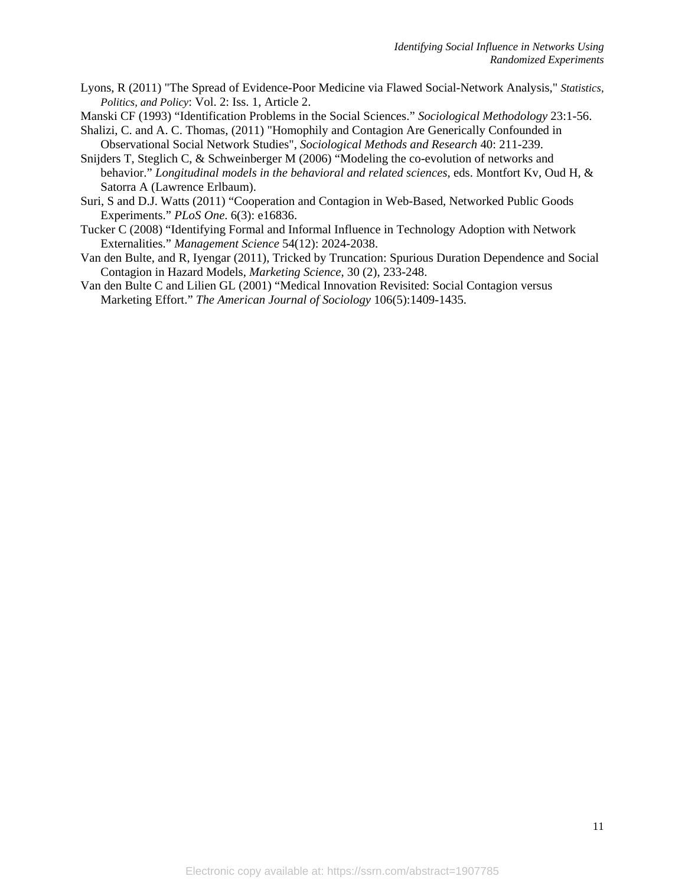Lyons, R (2011) "The Spread of Evidence-Poor Medicine via Flawed Social-Network Analysis," *Statistics, Politics, and Policy*: Vol. 2: Iss. 1, Article 2.

Manski CF (1993) "Identification Problems in the Social Sciences." *Sociological Methodology* 23:1-56.

Shalizi, C. and A. C. Thomas, (2011) "Homophily and Contagion Are Generically Confounded in Observational Social Network Studies", *Sociological Methods and Research* 40: 211-239.

Snijders T, Steglich C, & Schweinberger M (2006) "Modeling the co-evolution of networks and behavior." *Longitudinal models in the behavioral and related sciences*, eds. Montfort Kv, Oud H, & Satorra A (Lawrence Erlbaum).

Suri, S and D.J. Watts (2011) "Cooperation and Contagion in Web-Based, Networked Public Goods Experiments." *PLoS One*. 6(3): e16836.

Tucker C (2008) "Identifying Formal and Informal Influence in Technology Adoption with Network Externalities." *Management Science* 54(12): 2024-2038.

Van den Bulte, and R, Iyengar (2011), Tricked by Truncation: Spurious Duration Dependence and Social Contagion in Hazard Models, *Marketing Science*, 30 (2), 233-248.

Van den Bulte C and Lilien GL (2001) "Medical Innovation Revisited: Social Contagion versus Marketing Effort." *The American Journal of Sociology* 106(5):1409-1435.